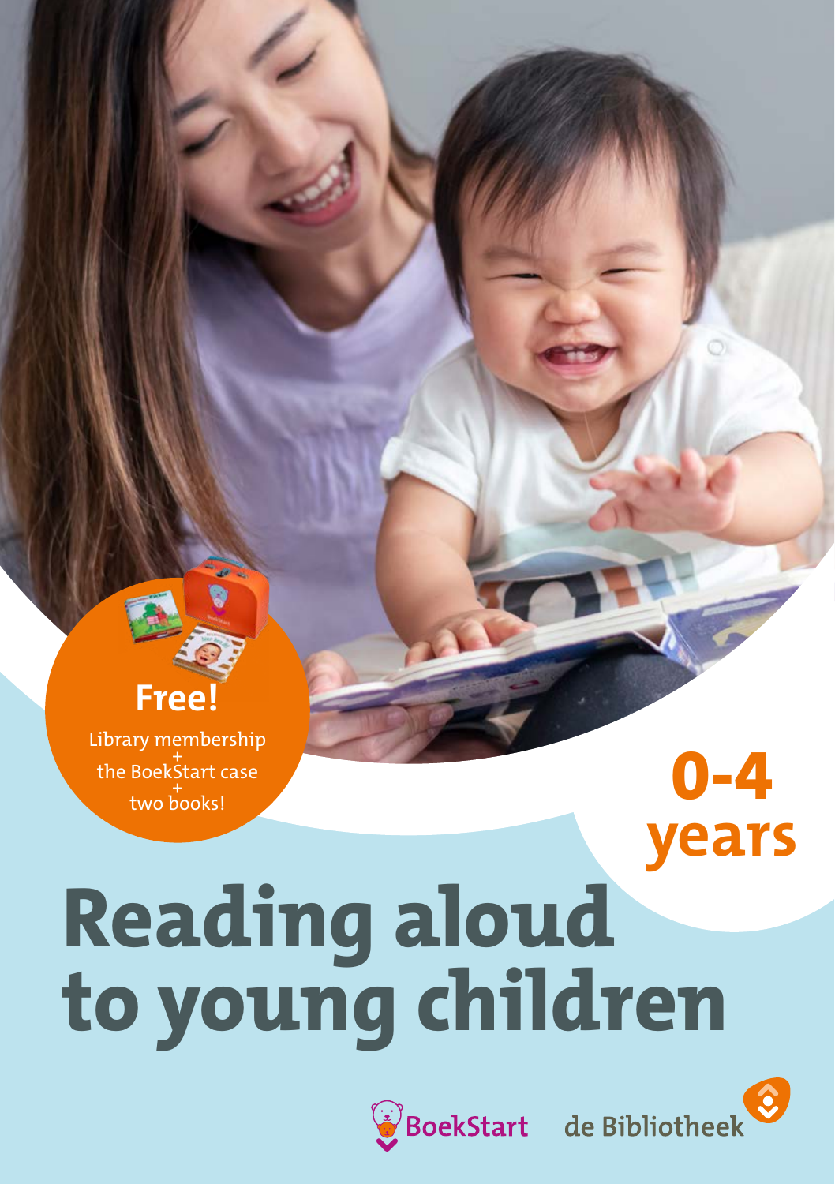**Free!**

Library membership
+
the BoekStart case
+
two books!

**0-4 years**

# Reading aloud to young children

BoekStart de Bibliotheek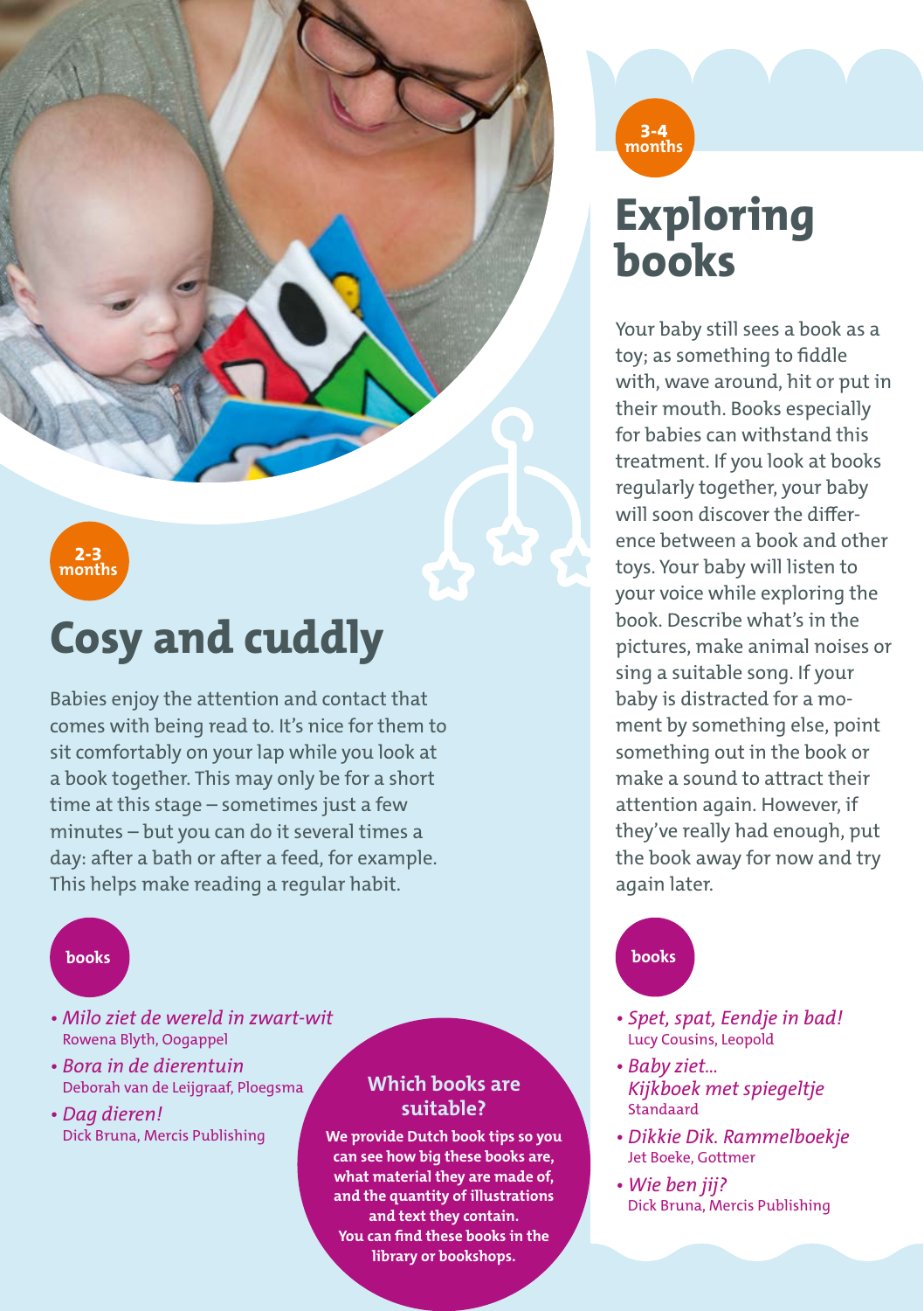2-3 months

# Cosy and cuddly

Babies enjoy the attention and contact that comes with being read to. It's nice for them to sit comfortably on your lap while you look at a book together. This may only be for a short time at this stage – sometimes just a few minutes – but you can do it several times a day: after a bath or after a feed, for example. This helps make reading a regular habit.

**books**

- *Milo ziet de wereld in zwart-wit*
  Rowena Blyth, Oogappel
- *Bora in de dierentuin*
  Deborah van de Leijgraaf, Ploegsma
- *Dag dieren!*
  Dick Bruna, Mercis Publishing

### Which books are suitable?

**We provide Dutch book tips so you can see how big these books are, what material they are made of, and the quantity of illustrations and text they contain. You can find these books in the library or bookshops.**

3-4 months

# Exploring books

Your baby still sees a book as a toy; as something to fiddle with, wave around, hit or put in their mouth. Books especially for babies can withstand this treatment. If you look at books regularly together, your baby will soon discover the difference between a book and other toys. Your baby will listen to your voice while exploring the book. Describe what's in the pictures, make animal noises or sing a suitable song. If your baby is distracted for a moment by something else, point something out in the book or make a sound to attract their attention again. However, if they've really had enough, put the book away for now and try again later.

**books**

- *Spet, spat, Eendje in bad!*
  Lucy Cousins, Leopold
- *Baby ziet... Kijkboek met spiegeltje*
  Standaard
- *Dikkie Dik. Rammelboekje*
  Jet Boeke, Gottmer
- *Wie ben jij?*
  Dick Bruna, Mercis Publishing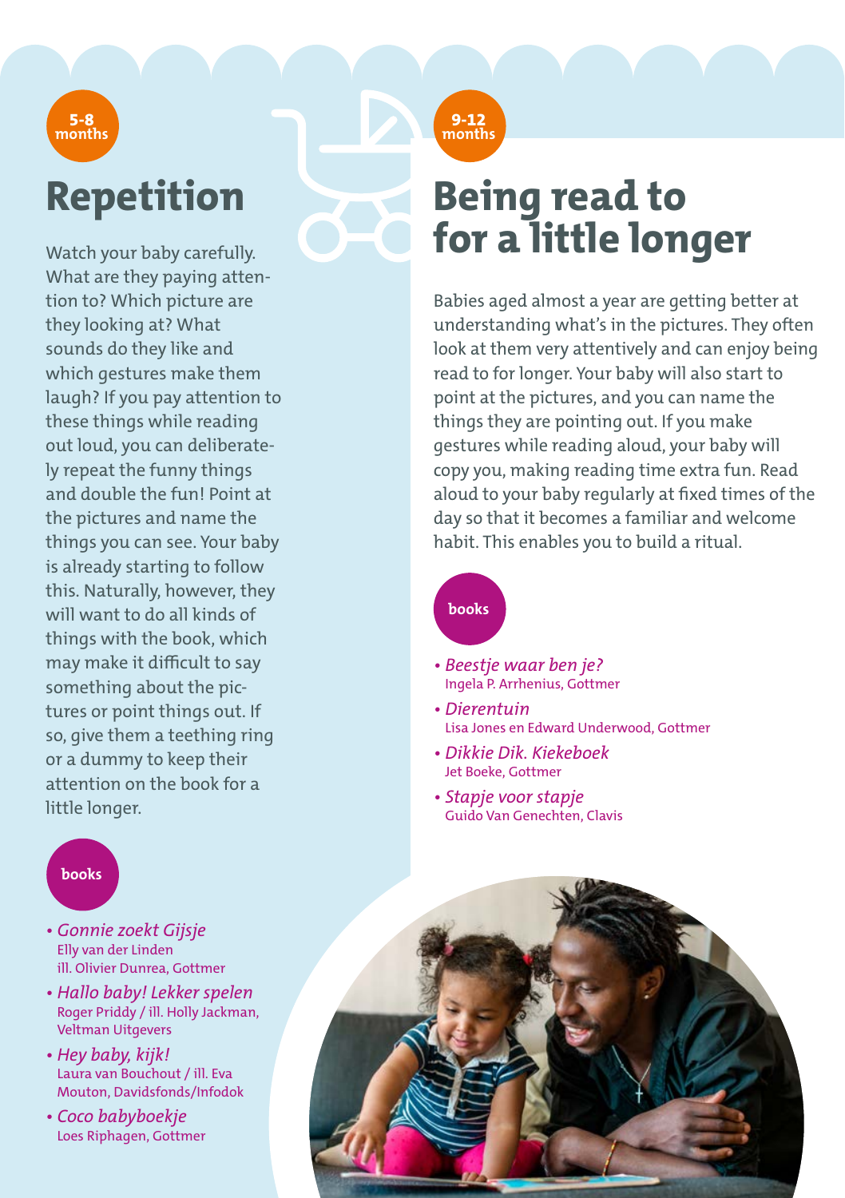5-8 months

## Repetition

Watch your baby carefully. What are they paying attention to? Which picture are they looking at? What sounds do they like and which gestures make them laugh? If you pay attention to these things while reading out loud, you can deliberately repeat the funny things and double the fun! Point at the pictures and name the things you can see. Your baby is already starting to follow this. Naturally, however, they will want to do all kinds of things with the book, which may make it difficult to say something about the pictures or point things out. If so, give them a teething ring or a dummy to keep their attention on the book for a little longer.

**books**

- *Gonnie zoekt Gijsje*
  Elly van der Linden
  ill. Olivier Dunrea, Gottmer
- *Hallo baby! Lekker spelen*
  Roger Priddy / ill. Holly Jackman, Veltman Uitgevers
- *Hey baby, kijk!*
  Laura van Bouchout / ill. Eva Mouton, Davidsfonds/Infodok
- *Coco babyboekje*
  Loes Riphagen, Gottmer

9-12 months

## Being read to for a little longer

Babies aged almost a year are getting better at understanding what's in the pictures. They often look at them very attentively and can enjoy being read to for longer. Your baby will also start to point at the pictures, and you can name the things they are pointing out. If you make gestures while reading aloud, your baby will copy you, making reading time extra fun. Read aloud to your baby regularly at fixed times of the day so that it becomes a familiar and welcome habit. This enables you to build a ritual.

**books**

- *Beestje waar ben je?*
  Ingela P. Arrhenius, Gottmer
- *Dierentuin*
  Lisa Jones en Edward Underwood, Gottmer
- *Dikkie Dik. Kiekeboek*
  Jet Boeke, Gottmer
- *Stapje voor stapje*
  Guido Van Genechten, Clavis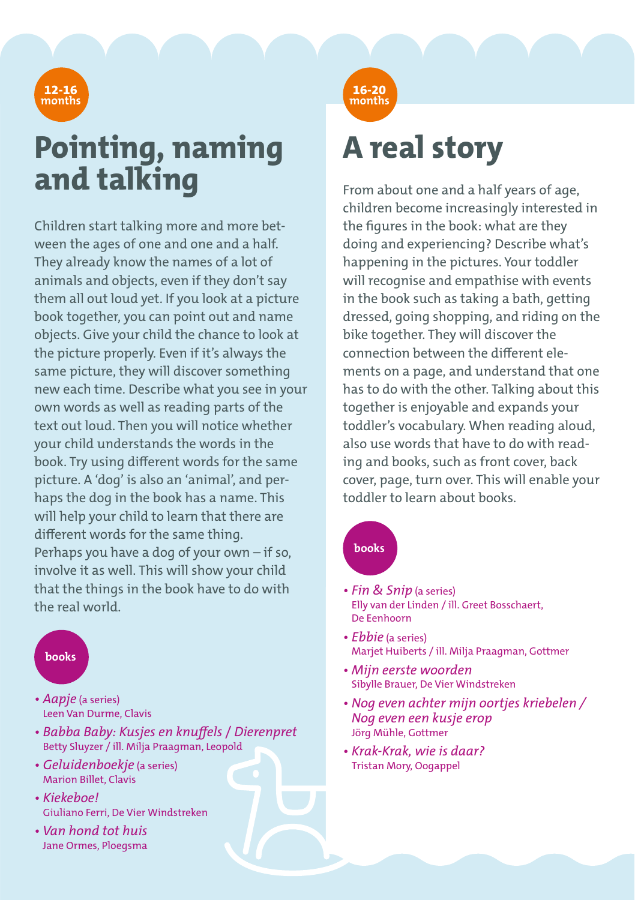12-16 months

## Pointing, naming and talking

Children start talking more and more between the ages of one and one and a half. They already know the names of a lot of animals and objects, even if they don't say them all out loud yet. If you look at a picture book together, you can point out and name objects. Give your child the chance to look at the picture properly. Even if it's always the same picture, they will discover something new each time. Describe what you see in your own words as well as reading parts of the text out loud. Then you will notice whether your child understands the words in the book. Try using different words for the same picture. A 'dog' is also an 'animal', and perhaps the dog in the book has a name. This will help your child to learn that there are different words for the same thing. Perhaps you have a dog of your own – if so, involve it as well. This will show your child that the things in the book have to do with the real world.

**books**

- *Aapje* (a series)
  Leen Van Durme, Clavis
- *Babba Baby: Kusjes en knuffels / Dierenpret*
  Betty Sluyzer / ill. Milja Praagman, Leopold
- *Geluidenboekje* (a series)
  Marion Billet, Clavis
- *Kiekeboe!*
  Giuliano Ferri, De Vier Windstreken
- *Van hond tot huis*
  Jane Ormes, Ploegsma

16-20 months

## A real story

From about one and a half years of age, children become increasingly interested in the figures in the book: what are they doing and experiencing? Describe what's happening in the pictures. Your toddler will recognise and empathise with events in the book such as taking a bath, getting dressed, going shopping, and riding on the bike together. They will discover the connection between the different elements on a page, and understand that one has to do with the other. Talking about this together is enjoyable and expands your toddler's vocabulary. When reading aloud, also use words that have to do with reading and books, such as front cover, back cover, page, turn over. This will enable your toddler to learn about books.

**books**

- *Fin & Snip* (a series)
  Elly van der Linden / ill. Greet Bosschaert, De Eenhoorn
- *Ebbie* (a series)
  Marjet Huiberts / ill. Milja Praagman, Gottmer
- *Mijn eerste woorden*
  Sibylle Brauer, De Vier Windstreken
- *Nog even achter mijn oortjes kriebelen / Nog even een kusje erop*
  Jörg Mühle, Gottmer
- *Krak-Krak, wie is daar?*
  Tristan Mory, Oogappel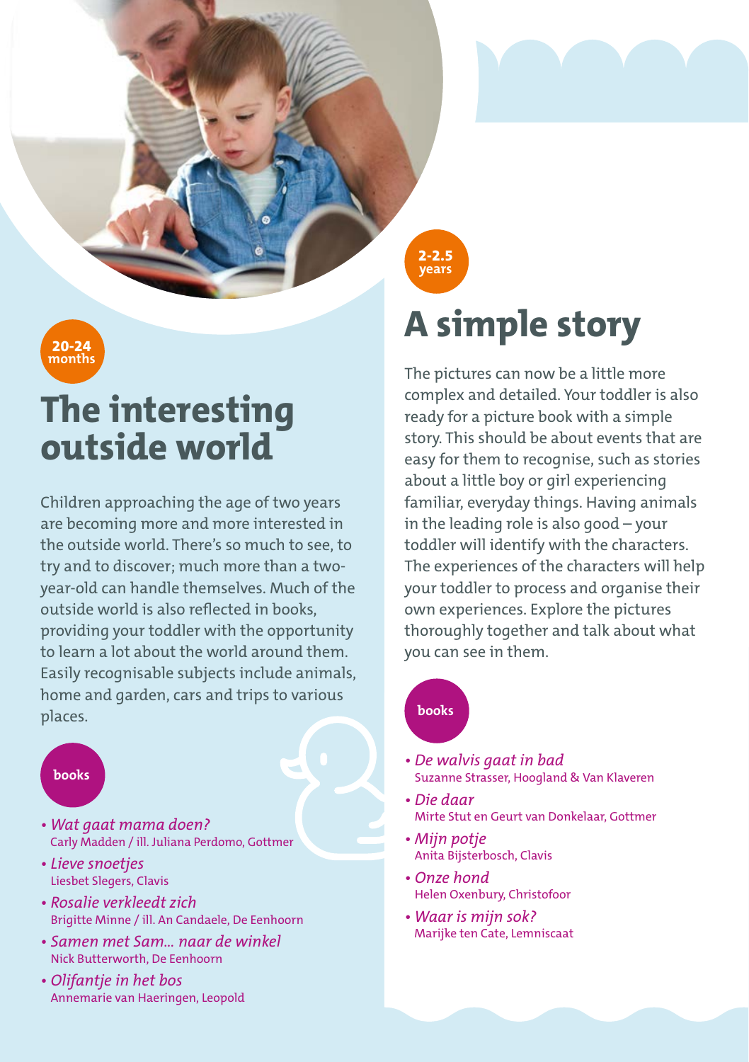20-24 months

## The interesting outside world

Children approaching the age of two years are becoming more and more interested in the outside world. There's so much to see, to try and to discover; much more than a two-year-old can handle themselves. Much of the outside world is also reflected in books, providing your toddler with the opportunity to learn a lot about the world around them. Easily recognisable subjects include animals, home and garden, cars and trips to various places.

**books**

- *Wat gaat mama doen?*
  Carly Madden / ill. Juliana Perdomo, Gottmer
- *Lieve snoetjes*
  Liesbet Slegers, Clavis
- *Rosalie verkleedt zich*
  Brigitte Minne / ill. An Candaele, De Eenhoorn
- *Samen met Sam... naar de winkel*
  Nick Butterworth, De Eenhoorn
- *Olifantje in het bos*
  Annemarie van Haeringen, Leopold

2-2.5 years

## A simple story

The pictures can now be a little more complex and detailed. Your toddler is also ready for a picture book with a simple story. This should be about events that are easy for them to recognise, such as stories about a little boy or girl experiencing familiar, everyday things. Having animals in the leading role is also good – your toddler will identify with the characters. The experiences of the characters will help your toddler to process and organise their own experiences. Explore the pictures thoroughly together and talk about what you can see in them.

**books**

- *De walvis gaat in bad*
  Suzanne Strasser, Hoogland & Van Klaveren
- *Die daar*
  Mirte Stut en Geurt van Donkelaar, Gottmer
- *Mijn potje*
  Anita Bijsterbosch, Clavis
- *Onze hond*
  Helen Oxenbury, Christofoor
- *Waar is mijn sok?*
  Marijke ten Cate, Lemniscaat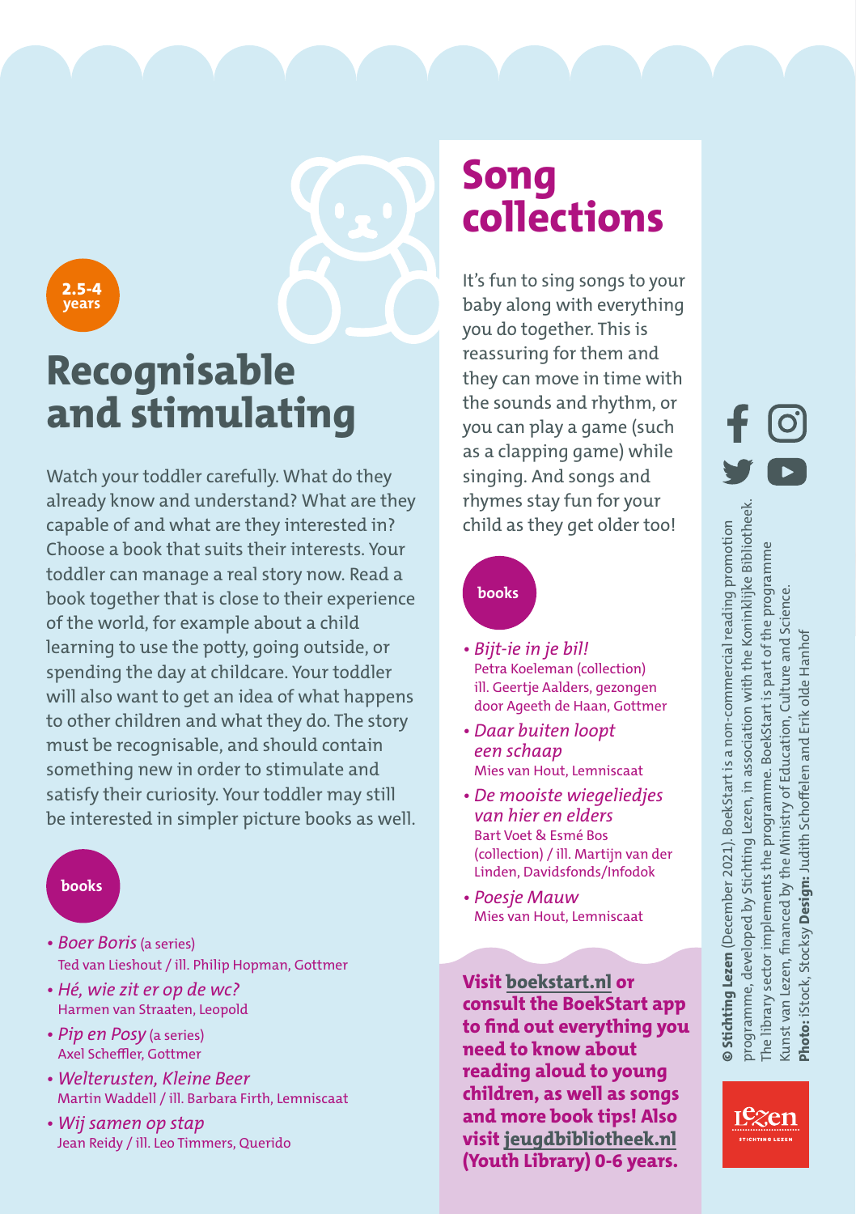2.5-4 years

## Recognisable and stimulating

Watch your toddler carefully. What do they already know and understand? What are they capable of and what are they interested in? Choose a book that suits their interests. Your toddler can manage a real story now. Read a book together that is close to their experience of the world, for example about a child learning to use the potty, going outside, or spending the day at childcare. Your toddler will also want to get an idea of what happens to other children and what they do. The story must be recognisable, and should contain something new in order to stimulate and satisfy their curiosity. Your toddler may still be interested in simpler picture books as well.

**books**

- *Boer Boris* (a series)
  Ted van Lieshout / ill. Philip Hopman, Gottmer
- *Hé, wie zit er op de wc?*
  Harmen van Straaten, Leopold
- *Pip en Posy* (a series)
  Axel Scheffler, Gottmer
- *Welterusten, Kleine Beer*
  Martin Waddell / ill. Barbara Firth, Lemniscaat
- *Wij samen op stap*
  Jean Reidy / ill. Leo Timmers, Querido

## Song collections

It's fun to sing songs to your baby along with everything you do together. This is reassuring for them and they can move in time with the sounds and rhythm, or you can play a game (such as a clapping game) while singing. And songs and rhymes stay fun for your child as they get older too!

**books**

- *Bijt-ie in je bil!*
  Petra Koeleman (collection) ill. Geertje Aalders, gezongen door Ageeth de Haan, Gottmer
- *Daar buiten loopt een schaap*
  Mies van Hout, Lemniscaat
- *De mooiste wiegeliedjes van hier en elders*
  Bart Voet & Esmé Bos (collection) / ill. Martijn van der Linden, Davidsfonds/Infodok
- *Poesje Mauw*
  Mies van Hout, Lemniscaat

**Visit boekstart.nl or consult the BoekStart app to find out everything you need to know about reading aloud to young children, as well as songs and more book tips! Also visit jeugdbibliotheek.nl (Youth Library) 0-6 years.**

**© Stichting Lezen** (December 2021). BoekStart is a non-commercial reading promotion programme, developed by Stichting Lezen, in association with the Koninklijke Bibliotheek. The library sector implements the programme. BoekStart is part of the programme Kunst van Lezen, financed by the Ministry of Education, Culture and Science.
**Photo:** iStock, Stocksy **Design:** Judith Schoffelen and Erik olde Hanhof

lezen
STICHTING LEZEN